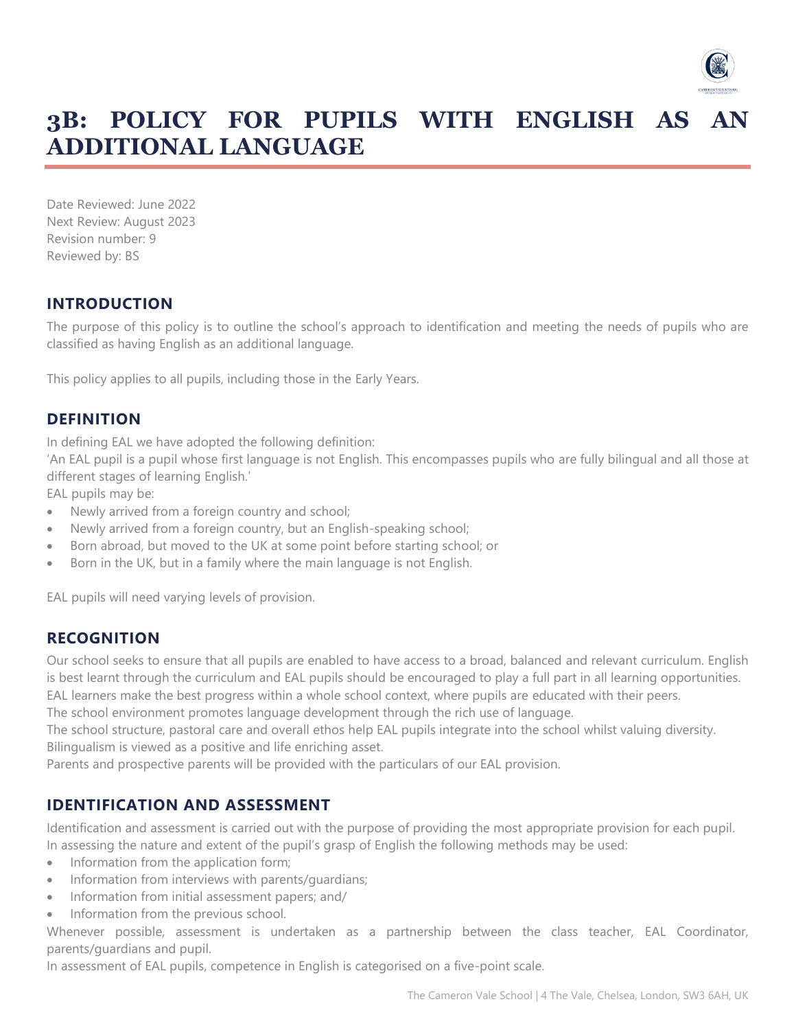# 3B: POLICY FOR PUPILS WITH ENGLISH AS AN ADDITIONAL LANGUAGE

Date Reviewed: June 2022
Next Review: August 2023
Revision number: 9
Reviewed by: BS

## INTRODUCTION

The purpose of this policy is to outline the school's approach to identification and meeting the needs of pupils who are classified as having English as an additional language.

This policy applies to all pupils, including those in the Early Years.

## DEFINITION

In defining EAL we have adopted the following definition:
'An EAL pupil is a pupil whose first language is not English. This encompasses pupils who are fully bilingual and all those at different stages of learning English.'
EAL pupils may be:

- Newly arrived from a foreign country and school;
- Newly arrived from a foreign country, but an English-speaking school;
- Born abroad, but moved to the UK at some point before starting school; or
- Born in the UK, but in a family where the main language is not English.

EAL pupils will need varying levels of provision.

## RECOGNITION

Our school seeks to ensure that all pupils are enabled to have access to a broad, balanced and relevant curriculum. English is best learnt through the curriculum and EAL pupils should be encouraged to play a full part in all learning opportunities.
EAL learners make the best progress within a whole school context, where pupils are educated with their peers.
The school environment promotes language development through the rich use of language.
The school structure, pastoral care and overall ethos help EAL pupils integrate into the school whilst valuing diversity.
Bilingualism is viewed as a positive and life enriching asset.
Parents and prospective parents will be provided with the particulars of our EAL provision.

## IDENTIFICATION AND ASSESSMENT

Identification and assessment is carried out with the purpose of providing the most appropriate provision for each pupil.
In assessing the nature and extent of the pupil's grasp of English the following methods may be used:

- Information from the application form;
- Information from interviews with parents/guardians;
- Information from initial assessment papers; and/
- Information from the previous school.

Whenever possible, assessment is undertaken as a partnership between the class teacher, EAL Coordinator, parents/guardians and pupil.
In assessment of EAL pupils, competence in English is categorised on a five-point scale.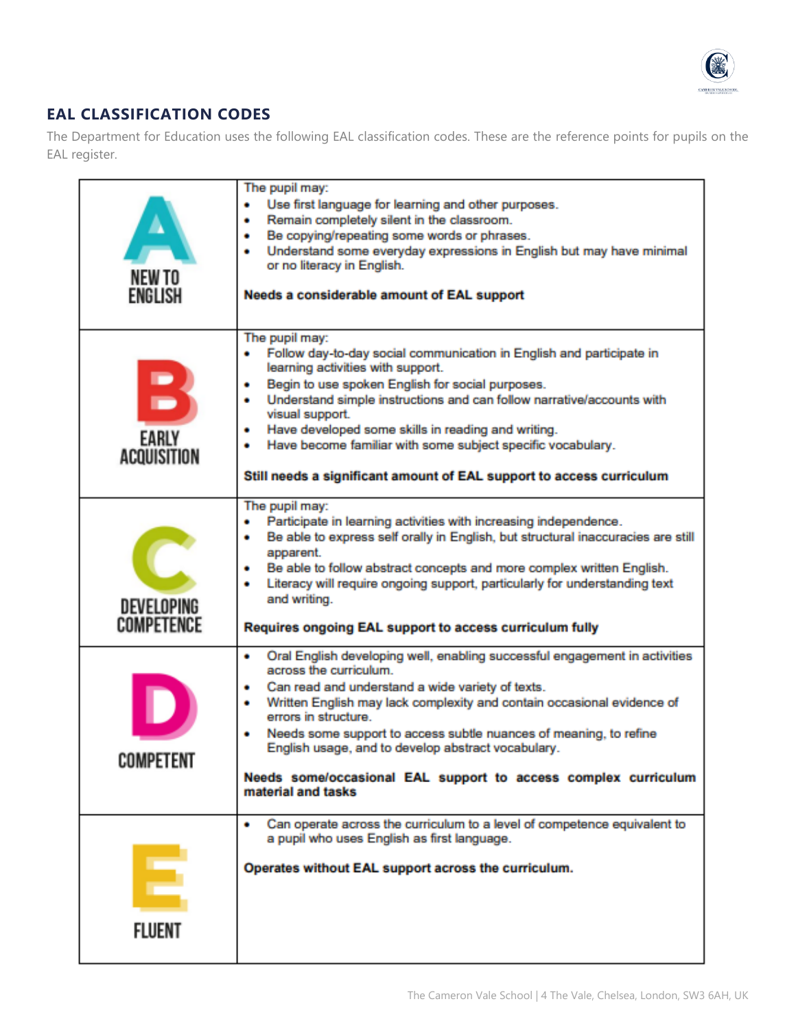## EAL CLASSIFICATION CODES

The Department for Education uses the following EAL classification codes. These are the reference points for pupils on the EAL register.

| Code | Description |
|---|---|
| **A** NEW TO ENGLISH | The pupil may:<br>• Use first language for learning and other purposes.<br>• Remain completely silent in the classroom.<br>• Be copying/repeating some words or phrases.<br>• Understand some everyday expressions in English but may have minimal or no literacy in English.<br><br>**Needs a considerable amount of EAL support** |
| **B** EARLY ACQUISITION | The pupil may:<br>• Follow day-to-day social communication in English and participate in learning activities with support.<br>• Begin to use spoken English for social purposes.<br>• Understand simple instructions and can follow narrative/accounts with visual support.<br>• Have developed some skills in reading and writing.<br>• Have become familiar with some subject specific vocabulary.<br><br>**Still needs a significant amount of EAL support to access curriculum** |
| **C** DEVELOPING COMPETENCE | The pupil may:<br>• Participate in learning activities with increasing independence.<br>• Be able to express self orally in English, but structural inaccuracies are still apparent.<br>• Be able to follow abstract concepts and more complex written English.<br>• Literacy will require ongoing support, particularly for understanding text and writing.<br><br>**Requires ongoing EAL support to access curriculum fully** |
| **D** COMPETENT | • Oral English developing well, enabling successful engagement in activities across the curriculum.<br>• Can read and understand a wide variety of texts.<br>• Written English may lack complexity and contain occasional evidence of errors in structure.<br>• Needs some support to access subtle nuances of meaning, to refine English usage, and to develop abstract vocabulary.<br><br>**Needs some/occasional EAL support to access complex curriculum material and tasks** |
| **E** FLUENT | • Can operate across the curriculum to a level of competence equivalent to a pupil who uses English as first language.<br><br>**Operates without EAL support across the curriculum.** |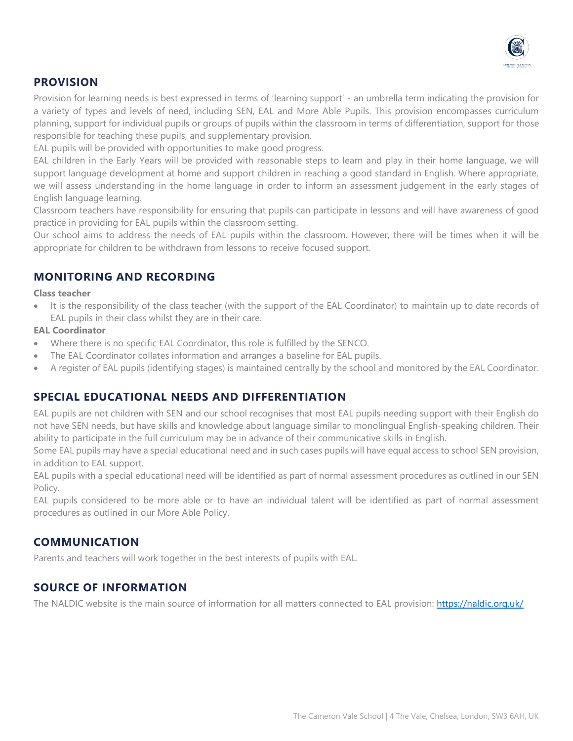## PROVISION

Provision for learning needs is best expressed in terms of 'learning support' - an umbrella term indicating the provision for a variety of types and levels of need, including SEN, EAL and More Able Pupils. This provision encompasses curriculum planning, support for individual pupils or groups of pupils within the classroom in terms of differentiation, support for those responsible for teaching these pupils, and supplementary provision.

EAL pupils will be provided with opportunities to make good progress.

EAL children in the Early Years will be provided with reasonable steps to learn and play in their home language, we will support language development at home and support children in reaching a good standard in English. Where appropriate, we will assess understanding in the home language in order to inform an assessment judgement in the early stages of English language learning.

Classroom teachers have responsibility for ensuring that pupils can participate in lessons and will have awareness of good practice in providing for EAL pupils within the classroom setting.

Our school aims to address the needs of EAL pupils within the classroom. However, there will be times when it will be appropriate for children to be withdrawn from lessons to receive focused support.

## MONITORING AND RECORDING

**Class teacher**

- It is the responsibility of the class teacher (with the support of the EAL Coordinator) to maintain up to date records of EAL pupils in their class whilst they are in their care.

**EAL Coordinator**

- Where there is no specific EAL Coordinator, this role is fulfilled by the SENCO.
- The EAL Coordinator collates information and arranges a baseline for EAL pupils.
- A register of EAL pupils (identifying stages) is maintained centrally by the school and monitored by the EAL Coordinator.

## SPECIAL EDUCATIONAL NEEDS AND DIFFERENTIATION

EAL pupils are not children with SEN and our school recognises that most EAL pupils needing support with their English do not have SEN needs, but have skills and knowledge about language similar to monolingual English-speaking children. Their ability to participate in the full curriculum may be in advance of their communicative skills in English.

Some EAL pupils may have a special educational need and in such cases pupils will have equal access to school SEN provision, in addition to EAL support.

EAL pupils with a special educational need will be identified as part of normal assessment procedures as outlined in our SEN Policy.

EAL pupils considered to be more able or to have an individual talent will be identified as part of normal assessment procedures as outlined in our More Able Policy.

## COMMUNICATION

Parents and teachers will work together in the best interests of pupils with EAL.

## SOURCE OF INFORMATION

The NALDIC website is the main source of information for all matters connected to EAL provision: https://naldic.org.uk/